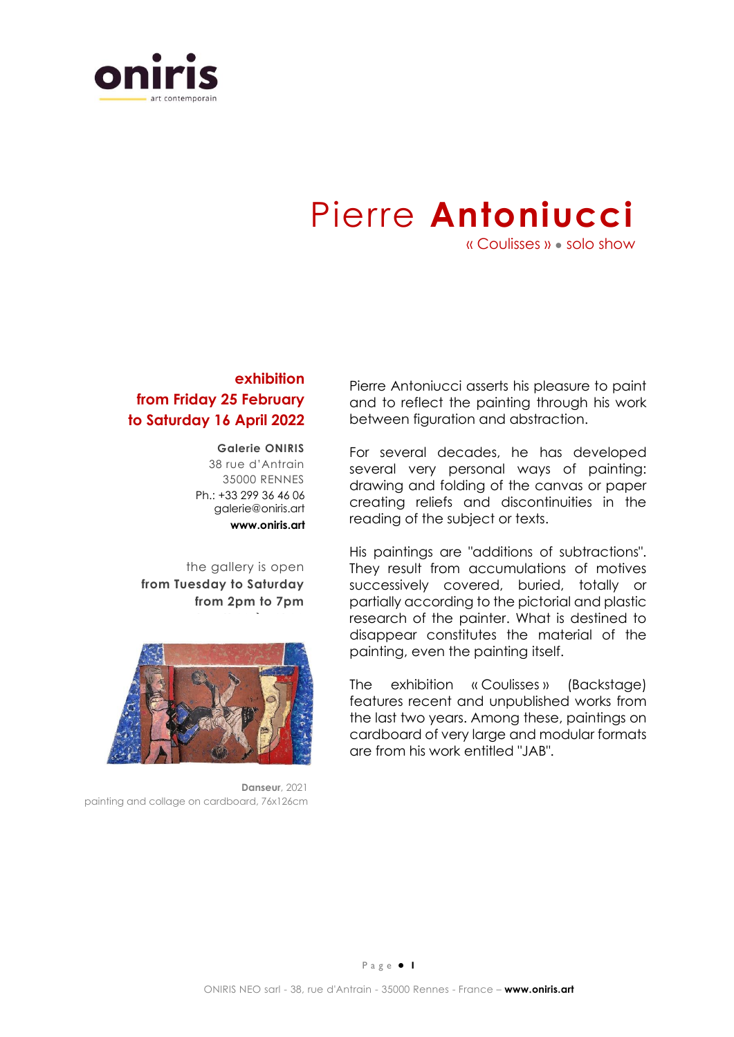oniris
art contemporain

# Pierre **Antoniucci**

« Coulisses » • solo show

**exhibition**
**from Friday 25 February**
**to Saturday 16 April 2022**

**Galerie ONIRIS**
38 rue d'Antrain
35000 RENNES
Ph.: +33 299 36 46 06
galerie@oniris.art
**www.oniris.art**

the gallery is open
**from Tuesday to Saturday**
**from 2pm to 7pm**

**Danseur**, 2021
painting and collage on cardboard, 76x126cm

Pierre Antoniucci asserts his pleasure to paint and to reflect the painting through his work between figuration and abstraction.

For several decades, he has developed several very personal ways of painting: drawing and folding of the canvas or paper creating reliefs and discontinuities in the reading of the subject or texts.

His paintings are "additions of subtractions". They result from accumulations of motives successively covered, buried, totally or partially according to the pictorial and plastic research of the painter. What is destined to disappear constitutes the material of the painting, even the painting itself.

The exhibition « Coulisses » (Backstage) features recent and unpublished works from the last two years. Among these, paintings on cardboard of very large and modular formats are from his work entitled "JAB".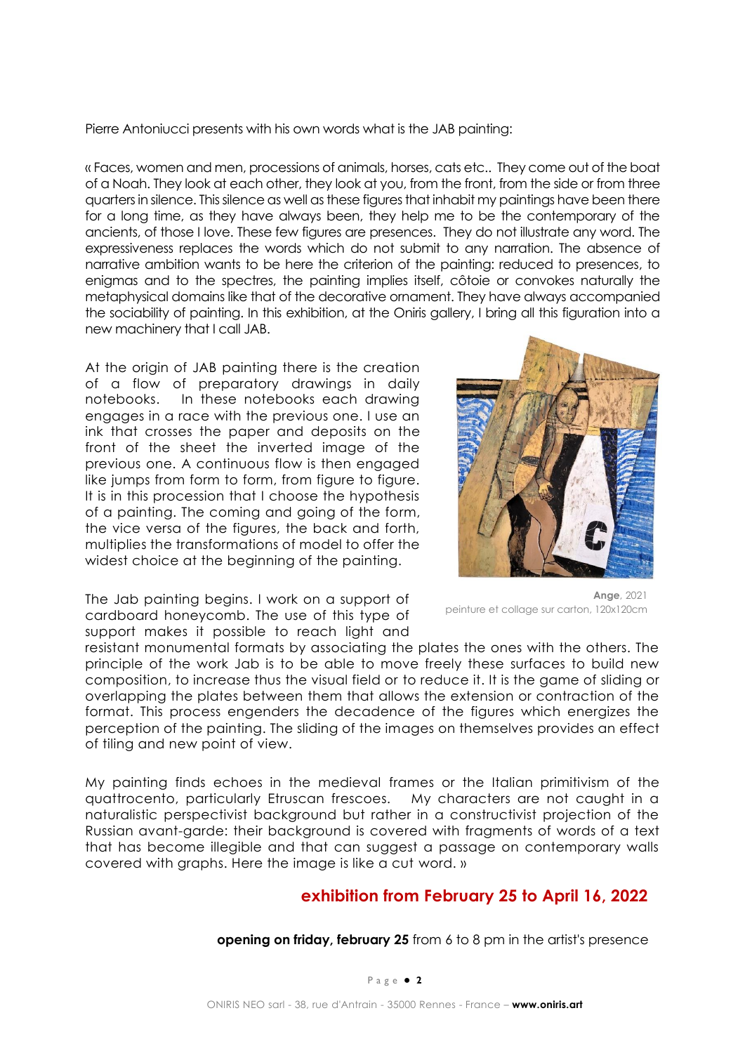Pierre Antoniucci presents with his own words what is the JAB painting:

« Faces, women and men, processions of animals, horses, cats etc.. They come out of the boat of a Noah. They look at each other, they look at you, from the front, from the side or from three quarters in silence. This silence as well as these figures that inhabit my paintings have been there for a long time, as they have always been, they help me to be the contemporary of the ancients, of those I love. These few figures are presences. They do not illustrate any word. The expressiveness replaces the words which do not submit to any narration. The absence of narrative ambition wants to be here the criterion of the painting: reduced to presences, to enigmas and to the spectres, the painting implies itself, côtoie or convokes naturally the metaphysical domains like that of the decorative ornament. They have always accompanied the sociability of painting. In this exhibition, at the Oniris gallery, I bring all this figuration into a new machinery that I call JAB.

At the origin of JAB painting there is the creation of a flow of preparatory drawings in daily notebooks. In these notebooks each drawing engages in a race with the previous one. I use an ink that crosses the paper and deposits on the front of the sheet the inverted image of the previous one. A continuous flow is then engaged like jumps from form to form, from figure to figure. It is in this procession that I choose the hypothesis of a painting. The coming and going of the form, the vice versa of the figures, the back and forth, multiplies the transformations of model to offer the widest choice at the beginning of the painting.

**Ange**, 2021
peinture et collage sur carton, 120x120cm

The Jab painting begins. I work on a support of cardboard honeycomb. The use of this type of support makes it possible to reach light and resistant monumental formats by associating the plates the ones with the others. The principle of the work Jab is to be able to move freely these surfaces to build new composition, to increase thus the visual field or to reduce it. It is the game of sliding or overlapping the plates between them that allows the extension or contraction of the format. This process engenders the decadence of the figures which energizes the perception of the painting. The sliding of the images on themselves provides an effect of tiling and new point of view.

My painting finds echoes in the medieval frames or the Italian primitivism of the quattrocento, particularly Etruscan frescoes. My characters are not caught in a naturalistic perspectivist background but rather in a constructivist projection of the Russian avant-garde: their background is covered with fragments of words of a text that has become illegible and that can suggest a passage on contemporary walls covered with graphs. Here the image is like a cut word. »

## exhibition from February 25 to April 16, 2022

**opening on friday, february 25** from 6 to 8 pm in the artist's presence

ONIRIS NEO sarl - 38, rue d'Antrain - 35000 Rennes - France – **www.oniris.art**